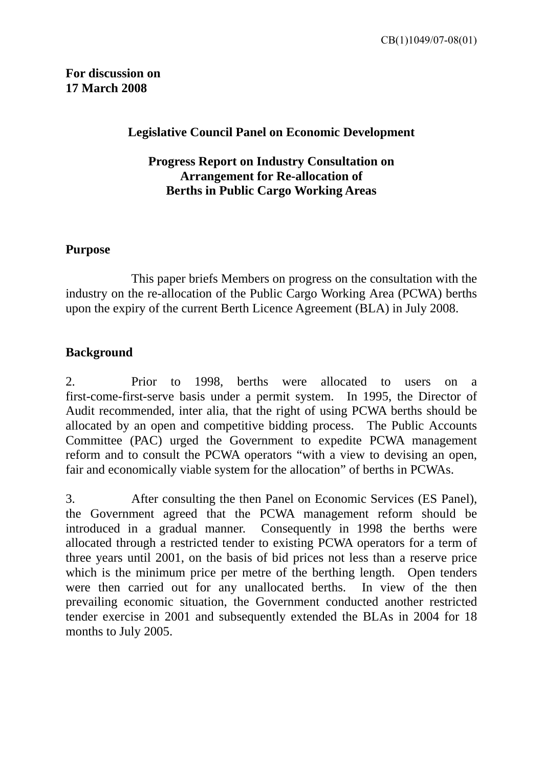CB(1)1049/07-08(01)

**For discussion on**
**17 March 2008**

**Legislative Council Panel on Economic Development**

**Progress Report on Industry Consultation on Arrangement for Re-allocation of Berths in Public Cargo Working Areas**

## Purpose

This paper briefs Members on progress on the consultation with the industry on the re-allocation of the Public Cargo Working Area (PCWA) berths upon the expiry of the current Berth Licence Agreement (BLA) in July 2008.

## Background

2. Prior to 1998, berths were allocated to users on a first-come-first-serve basis under a permit system. In 1995, the Director of Audit recommended, inter alia, that the right of using PCWA berths should be allocated by an open and competitive bidding process. The Public Accounts Committee (PAC) urged the Government to expedite PCWA management reform and to consult the PCWA operators "with a view to devising an open, fair and economically viable system for the allocation" of berths in PCWAs.

3. After consulting the then Panel on Economic Services (ES Panel), the Government agreed that the PCWA management reform should be introduced in a gradual manner. Consequently in 1998 the berths were allocated through a restricted tender to existing PCWA operators for a term of three years until 2001, on the basis of bid prices not less than a reserve price which is the minimum price per metre of the berthing length. Open tenders were then carried out for any unallocated berths. In view of the then prevailing economic situation, the Government conducted another restricted tender exercise in 2001 and subsequently extended the BLAs in 2004 for 18 months to July 2005.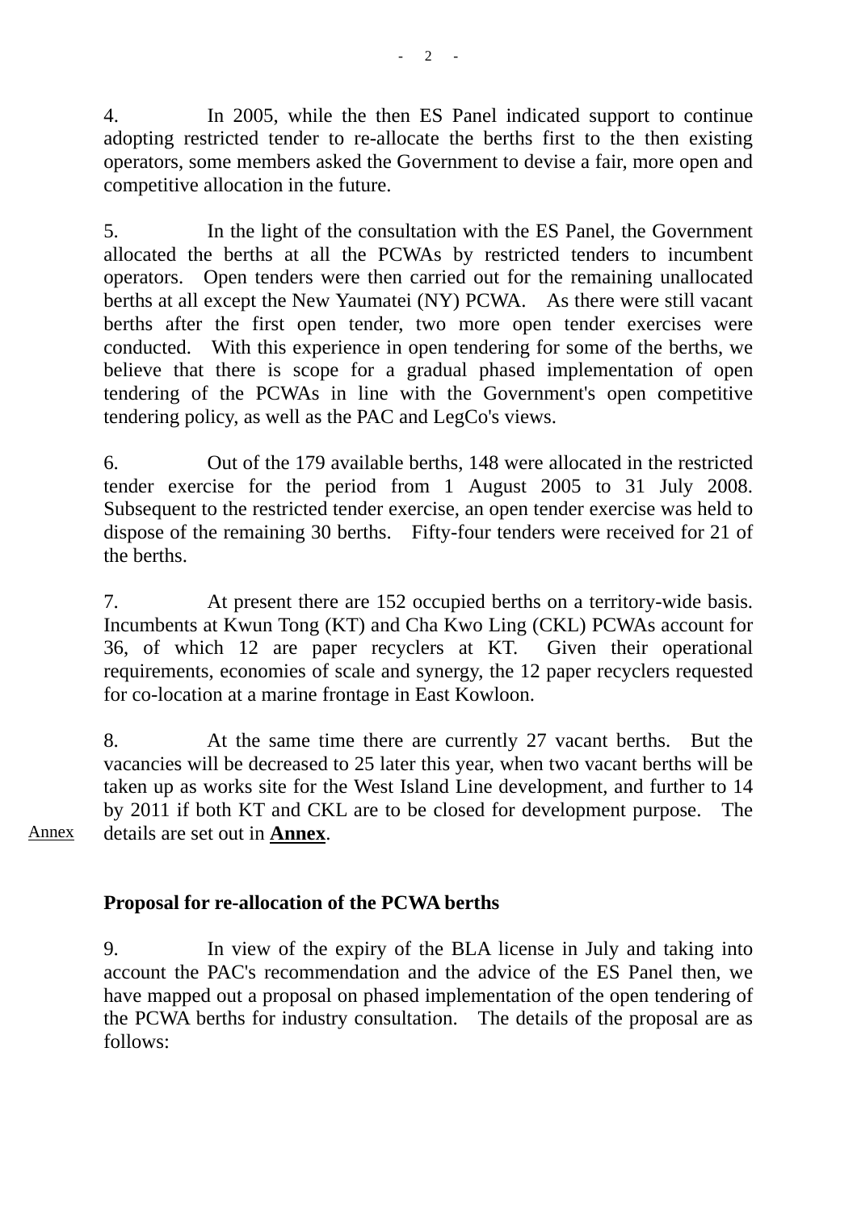4. In 2005, while the then ES Panel indicated support to continue adopting restricted tender to re-allocate the berths first to the then existing operators, some members asked the Government to devise a fair, more open and competitive allocation in the future.

5. In the light of the consultation with the ES Panel, the Government allocated the berths at all the PCWAs by restricted tenders to incumbent operators. Open tenders were then carried out for the remaining unallocated berths at all except the New Yaumatei (NY) PCWA. As there were still vacant berths after the first open tender, two more open tender exercises were conducted. With this experience in open tendering for some of the berths, we believe that there is scope for a gradual phased implementation of open tendering of the PCWAs in line with the Government's open competitive tendering policy, as well as the PAC and LegCo's views.

6. Out of the 179 available berths, 148 were allocated in the restricted tender exercise for the period from 1 August 2005 to 31 July 2008. Subsequent to the restricted tender exercise, an open tender exercise was held to dispose of the remaining 30 berths. Fifty-four tenders were received for 21 of the berths.

7. At present there are 152 occupied berths on a territory-wide basis. Incumbents at Kwun Tong (KT) and Cha Kwo Ling (CKL) PCWAs account for 36, of which 12 are paper recyclers at KT. Given their operational requirements, economies of scale and synergy, the 12 paper recyclers requested for co-location at a marine frontage in East Kowloon.

8. At the same time there are currently 27 vacant berths. But the vacancies will be decreased to 25 later this year, when two vacant berths will be taken up as works site for the West Island Line development, and further to 14 by 2011 if both KT and CKL are to be closed for development purpose. The details are set out in **Annex**.

Annex

## Proposal for re-allocation of the PCWA berths

9. In view of the expiry of the BLA license in July and taking into account the PAC's recommendation and the advice of the ES Panel then, we have mapped out a proposal on phased implementation of the open tendering of the PCWA berths for industry consultation. The details of the proposal are as follows: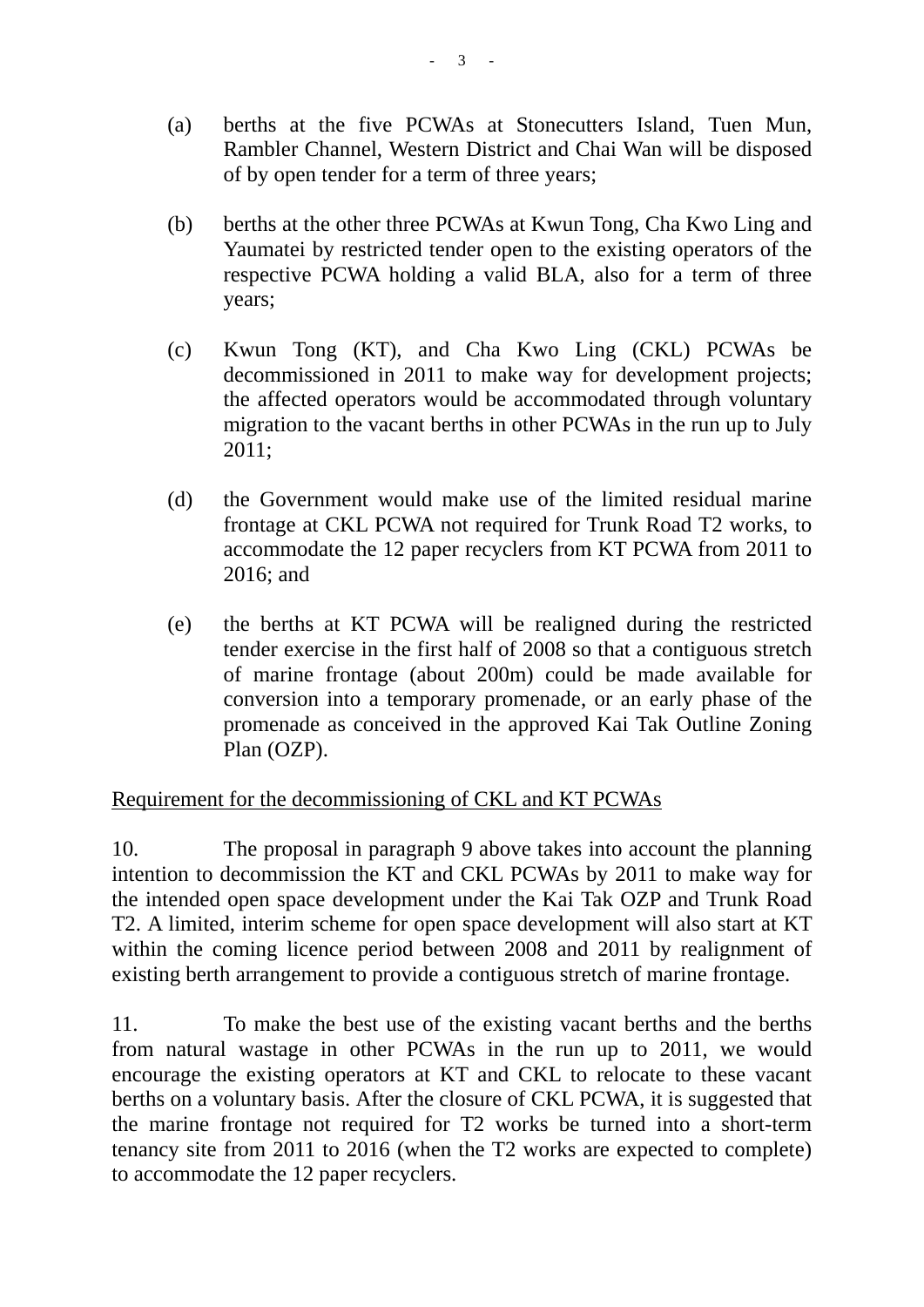(a) berths at the five PCWAs at Stonecutters Island, Tuen Mun, Rambler Channel, Western District and Chai Wan will be disposed of by open tender for a term of three years;

(b) berths at the other three PCWAs at Kwun Tong, Cha Kwo Ling and Yaumatei by restricted tender open to the existing operators of the respective PCWA holding a valid BLA, also for a term of three years;

(c) Kwun Tong (KT), and Cha Kwo Ling (CKL) PCWAs be decommissioned in 2011 to make way for development projects; the affected operators would be accommodated through voluntary migration to the vacant berths in other PCWAs in the run up to July 2011;

(d) the Government would make use of the limited residual marine frontage at CKL PCWA not required for Trunk Road T2 works, to accommodate the 12 paper recyclers from KT PCWA from 2011 to 2016; and

(e) the berths at KT PCWA will be realigned during the restricted tender exercise in the first half of 2008 so that a contiguous stretch of marine frontage (about 200m) could be made available for conversion into a temporary promenade, or an early phase of the promenade as conceived in the approved Kai Tak Outline Zoning Plan (OZP).

<u>Requirement for the decommissioning of CKL and KT PCWAs</u>

10. The proposal in paragraph 9 above takes into account the planning intention to decommission the KT and CKL PCWAs by 2011 to make way for the intended open space development under the Kai Tak OZP and Trunk Road T2. A limited, interim scheme for open space development will also start at KT within the coming licence period between 2008 and 2011 by realignment of existing berth arrangement to provide a contiguous stretch of marine frontage.

11. To make the best use of the existing vacant berths and the berths from natural wastage in other PCWAs in the run up to 2011, we would encourage the existing operators at KT and CKL to relocate to these vacant berths on a voluntary basis. After the closure of CKL PCWA, it is suggested that the marine frontage not required for T2 works be turned into a short-term tenancy site from 2011 to 2016 (when the T2 works are expected to complete) to accommodate the 12 paper recyclers.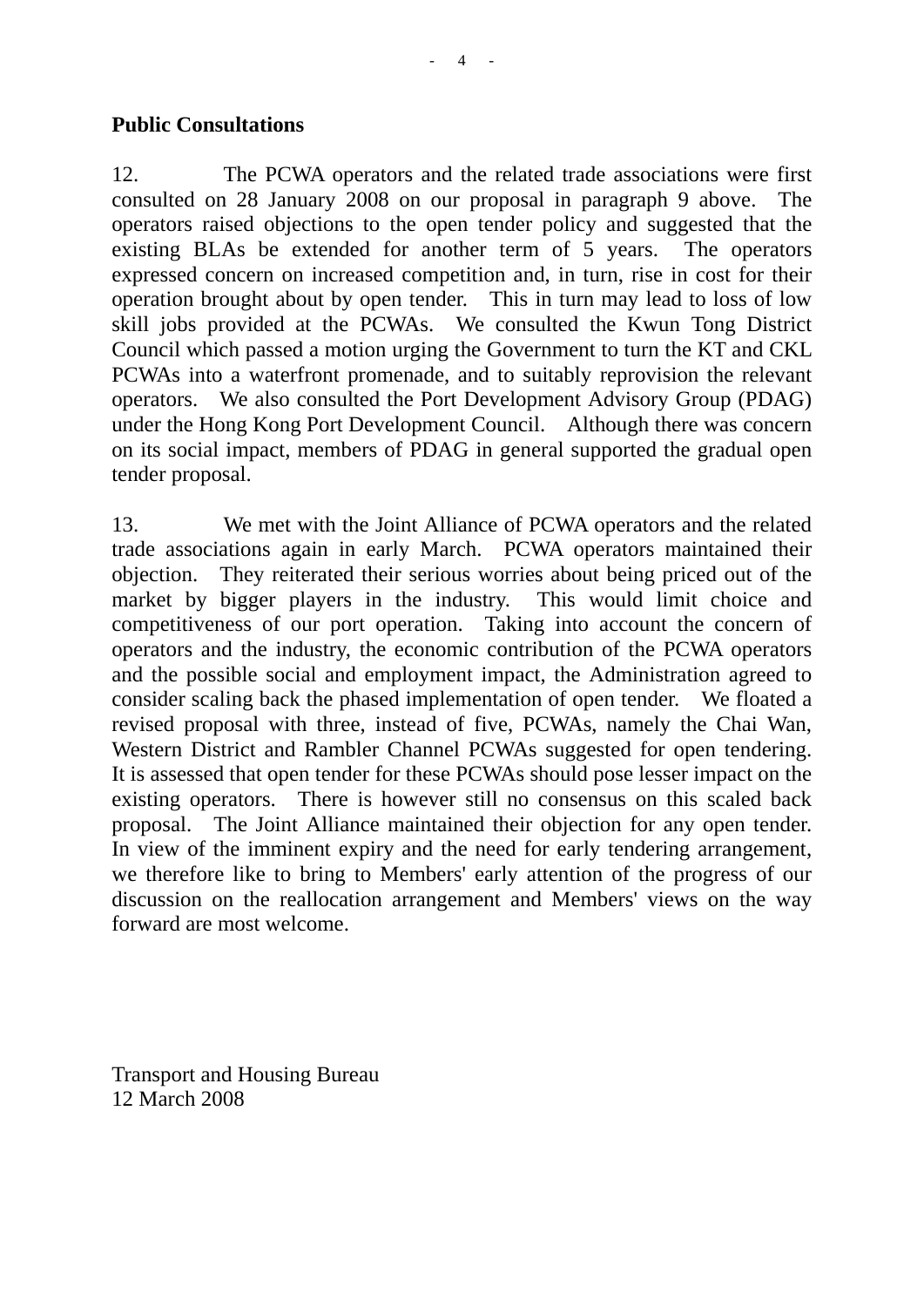**Public Consultations**

12. The PCWA operators and the related trade associations were first consulted on 28 January 2008 on our proposal in paragraph 9 above. The operators raised objections to the open tender policy and suggested that the existing BLAs be extended for another term of 5 years. The operators expressed concern on increased competition and, in turn, rise in cost for their operation brought about by open tender. This in turn may lead to loss of low skill jobs provided at the PCWAs. We consulted the Kwun Tong District Council which passed a motion urging the Government to turn the KT and CKL PCWAs into a waterfront promenade, and to suitably reprovision the relevant operators. We also consulted the Port Development Advisory Group (PDAG) under the Hong Kong Port Development Council. Although there was concern on its social impact, members of PDAG in general supported the gradual open tender proposal.

13. We met with the Joint Alliance of PCWA operators and the related trade associations again in early March. PCWA operators maintained their objection. They reiterated their serious worries about being priced out of the market by bigger players in the industry. This would limit choice and competitiveness of our port operation. Taking into account the concern of operators and the industry, the economic contribution of the PCWA operators and the possible social and employment impact, the Administration agreed to consider scaling back the phased implementation of open tender. We floated a revised proposal with three, instead of five, PCWAs, namely the Chai Wan, Western District and Rambler Channel PCWAs suggested for open tendering. It is assessed that open tender for these PCWAs should pose lesser impact on the existing operators. There is however still no consensus on this scaled back proposal. The Joint Alliance maintained their objection for any open tender. In view of the imminent expiry and the need for early tendering arrangement, we therefore like to bring to Members' early attention of the progress of our discussion on the reallocation arrangement and Members' views on the way forward are most welcome.

Transport and Housing Bureau
12 March 2008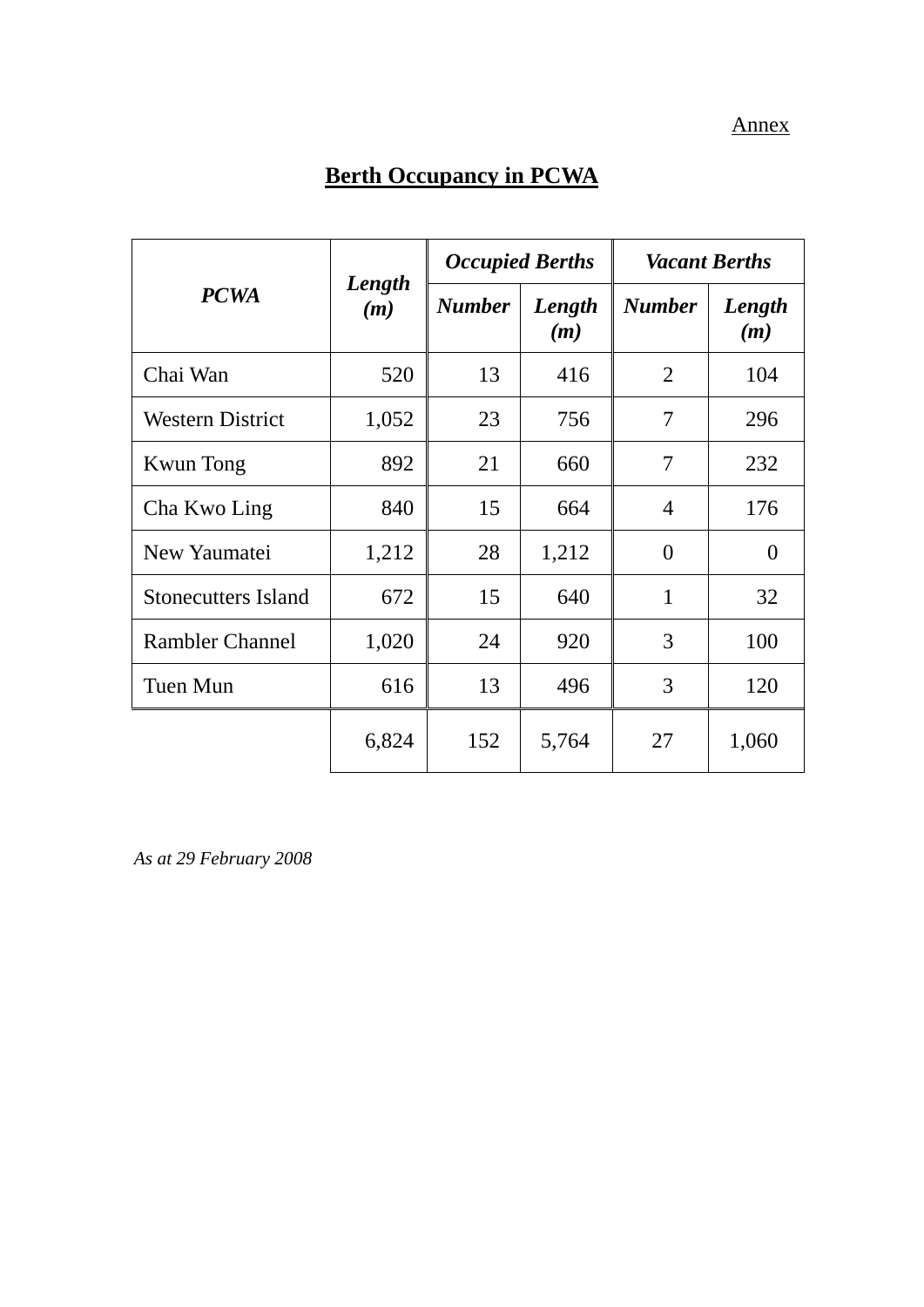Annex

# Berth Occupancy in PCWA

| ***PCWA*** | ***Length (m)*** | ***Occupied Berths*** | | ***Vacant Berths*** | |
|---|---|---|---|---|---|
| | | ***Number*** | ***Length (m)*** | ***Number*** | ***Length (m)*** |
| Chai Wan | 520 | 13 | 416 | 2 | 104 |
| Western District | 1,052 | 23 | 756 | 7 | 296 |
| Kwun Tong | 892 | 21 | 660 | 7 | 232 |
| Cha Kwo Ling | 840 | 15 | 664 | 4 | 176 |
| New Yaumatei | 1,212 | 28 | 1,212 | 0 | 0 |
| Stonecutters Island | 672 | 15 | 640 | 1 | 32 |
| Rambler Channel | 1,020 | 24 | 920 | 3 | 100 |
| Tuen Mun | 616 | 13 | 496 | 3 | 120 |
| | 6,824 | 152 | 5,764 | 27 | 1,060 |

*As at 29 February 2008*